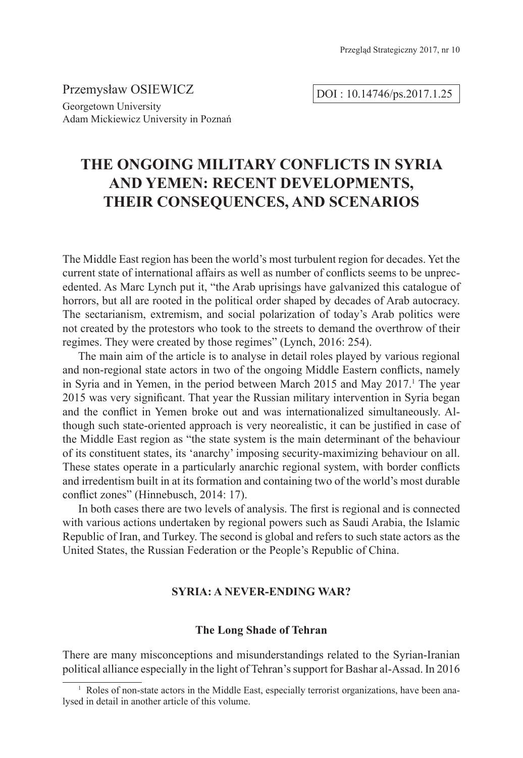Przemysław OSIEWICZ

Georgetown University
Adam Mickiewicz University in Poznań

DOI : 10.14746/ps.2017.1.25

# THE ONGOING MILITARY CONFLICTS IN SYRIA AND YEMEN: RECENT DEVELOPMENTS, THEIR CONSEQUENCES, AND SCENARIOS

The Middle East region has been the world's most turbulent region for decades. Yet the current state of international affairs as well as number of conflicts seems to be unprecedented. As Marc Lynch put it, "the Arab uprisings have galvanized this catalogue of horrors, but all are rooted in the political order shaped by decades of Arab autocracy. The sectarianism, extremism, and social polarization of today's Arab politics were not created by the protestors who took to the streets to demand the overthrow of their regimes. They were created by those regimes" (Lynch, 2016: 254).

The main aim of the article is to analyse in detail roles played by various regional and non-regional state actors in two of the ongoing Middle Eastern conflicts, namely in Syria and in Yemen, in the period between March 2015 and May 2017.[1] The year 2015 was very significant. That year the Russian military intervention in Syria began and the conflict in Yemen broke out and was internationalized simultaneously. Although such state-oriented approach is very neorealistic, it can be justified in case of the Middle East region as "the state system is the main determinant of the behaviour of its constituent states, its 'anarchy' imposing security-maximizing behaviour on all. These states operate in a particularly anarchic regional system, with border conflicts and irredentism built in at its formation and containing two of the world's most durable conflict zones" (Hinnebusch, 2014: 17).

In both cases there are two levels of analysis. The first is regional and is connected with various actions undertaken by regional powers such as Saudi Arabia, the Islamic Republic of Iran, and Turkey. The second is global and refers to such state actors as the United States, the Russian Federation or the People's Republic of China.

## SYRIA: A NEVER-ENDING WAR?

### The Long Shade of Tehran

There are many misconceptions and misunderstandings related to the Syrian-Iranian political alliance especially in the light of Tehran's support for Bashar al-Assad. In 2016

[1] Roles of non-state actors in the Middle East, especially terrorist organizations, have been analysed in detail in another article of this volume.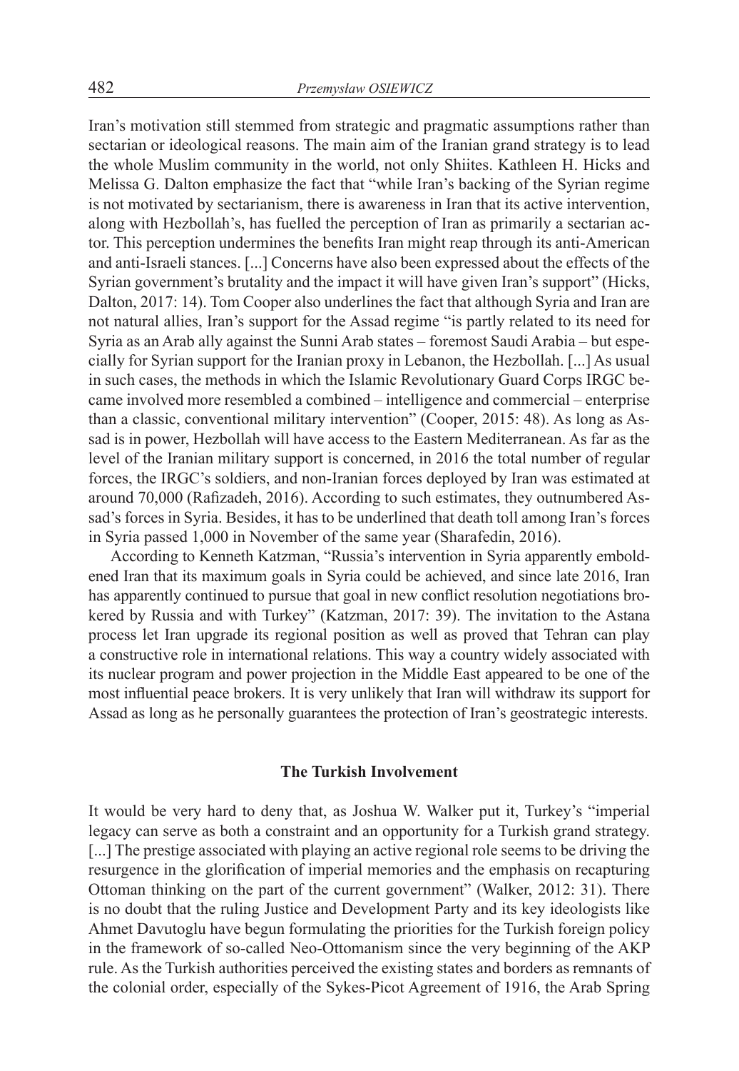Iran's motivation still stemmed from strategic and pragmatic assumptions rather than sectarian or ideological reasons. The main aim of the Iranian grand strategy is to lead the whole Muslim community in the world, not only Shiites. Kathleen H. Hicks and Melissa G. Dalton emphasize the fact that "while Iran's backing of the Syrian regime is not motivated by sectarianism, there is awareness in Iran that its active intervention, along with Hezbollah's, has fuelled the perception of Iran as primarily a sectarian actor. This perception undermines the benefits Iran might reap through its anti-American and anti-Israeli stances. [...] Concerns have also been expressed about the effects of the Syrian government's brutality and the impact it will have given Iran's support" (Hicks, Dalton, 2017: 14). Tom Cooper also underlines the fact that although Syria and Iran are not natural allies, Iran's support for the Assad regime "is partly related to its need for Syria as an Arab ally against the Sunni Arab states – foremost Saudi Arabia – but especially for Syrian support for the Iranian proxy in Lebanon, the Hezbollah. [...] As usual in such cases, the methods in which the Islamic Revolutionary Guard Corps IRGC became involved more resembled a combined – intelligence and commercial – enterprise than a classic, conventional military intervention" (Cooper, 2015: 48). As long as Assad is in power, Hezbollah will have access to the Eastern Mediterranean. As far as the level of the Iranian military support is concerned, in 2016 the total number of regular forces, the IRGC's soldiers, and non-Iranian forces deployed by Iran was estimated at around 70,000 (Rafizadeh, 2016). According to such estimates, they outnumbered Assad's forces in Syria. Besides, it has to be underlined that death toll among Iran's forces in Syria passed 1,000 in November of the same year (Sharafedin, 2016).

According to Kenneth Katzman, "Russia's intervention in Syria apparently emboldened Iran that its maximum goals in Syria could be achieved, and since late 2016, Iran has apparently continued to pursue that goal in new conflict resolution negotiations brokered by Russia and with Turkey" (Katzman, 2017: 39). The invitation to the Astana process let Iran upgrade its regional position as well as proved that Tehran can play a constructive role in international relations. This way a country widely associated with its nuclear program and power projection in the Middle East appeared to be one of the most influential peace brokers. It is very unlikely that Iran will withdraw its support for Assad as long as he personally guarantees the protection of Iran's geostrategic interests.

## The Turkish Involvement

It would be very hard to deny that, as Joshua W. Walker put it, Turkey's "imperial legacy can serve as both a constraint and an opportunity for a Turkish grand strategy. [...] The prestige associated with playing an active regional role seems to be driving the resurgence in the glorification of imperial memories and the emphasis on recapturing Ottoman thinking on the part of the current government" (Walker, 2012: 31). There is no doubt that the ruling Justice and Development Party and its key ideologists like Ahmet Davutoglu have begun formulating the priorities for the Turkish foreign policy in the framework of so-called Neo-Ottomanism since the very beginning of the AKP rule. As the Turkish authorities perceived the existing states and borders as remnants of the colonial order, especially of the Sykes-Picot Agreement of 1916, the Arab Spring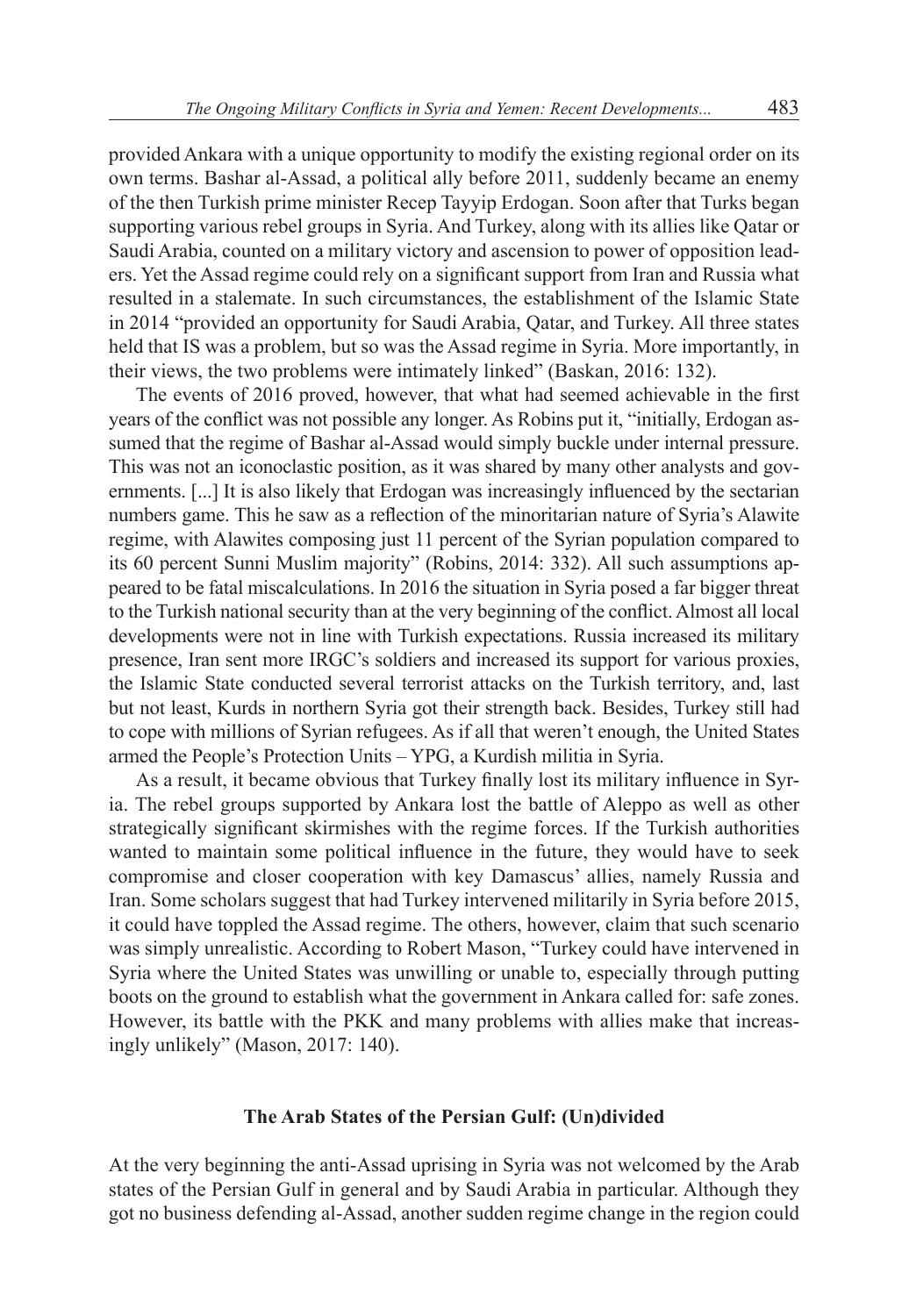provided Ankara with a unique opportunity to modify the existing regional order on its own terms. Bashar al-Assad, a political ally before 2011, suddenly became an enemy of the then Turkish prime minister Recep Tayyip Erdogan. Soon after that Turks began supporting various rebel groups in Syria. And Turkey, along with its allies like Qatar or Saudi Arabia, counted on a military victory and ascension to power of opposition leaders. Yet the Assad regime could rely on a significant support from Iran and Russia what resulted in a stalemate. In such circumstances, the establishment of the Islamic State in 2014 "provided an opportunity for Saudi Arabia, Qatar, and Turkey. All three states held that IS was a problem, but so was the Assad regime in Syria. More importantly, in their views, the two problems were intimately linked" (Baskan, 2016: 132).

The events of 2016 proved, however, that what had seemed achievable in the first years of the conflict was not possible any longer. As Robins put it, "initially, Erdogan assumed that the regime of Bashar al-Assad would simply buckle under internal pressure. This was not an iconoclastic position, as it was shared by many other analysts and governments. [...] It is also likely that Erdogan was increasingly influenced by the sectarian numbers game. This he saw as a reflection of the minoritarian nature of Syria's Alawite regime, with Alawites composing just 11 percent of the Syrian population compared to its 60 percent Sunni Muslim majority" (Robins, 2014: 332). All such assumptions appeared to be fatal miscalculations. In 2016 the situation in Syria posed a far bigger threat to the Turkish national security than at the very beginning of the conflict. Almost all local developments were not in line with Turkish expectations. Russia increased its military presence, Iran sent more IRGC's soldiers and increased its support for various proxies, the Islamic State conducted several terrorist attacks on the Turkish territory, and, last but not least, Kurds in northern Syria got their strength back. Besides, Turkey still had to cope with millions of Syrian refugees. As if all that weren't enough, the United States armed the People's Protection Units – YPG, a Kurdish militia in Syria.

As a result, it became obvious that Turkey finally lost its military influence in Syria. The rebel groups supported by Ankara lost the battle of Aleppo as well as other strategically significant skirmishes with the regime forces. If the Turkish authorities wanted to maintain some political influence in the future, they would have to seek compromise and closer cooperation with key Damascus' allies, namely Russia and Iran. Some scholars suggest that had Turkey intervened militarily in Syria before 2015, it could have toppled the Assad regime. The others, however, claim that such scenario was simply unrealistic. According to Robert Mason, "Turkey could have intervened in Syria where the United States was unwilling or unable to, especially through putting boots on the ground to establish what the government in Ankara called for: safe zones. However, its battle with the PKK and many problems with allies make that increasingly unlikely" (Mason, 2017: 140).

## The Arab States of the Persian Gulf: (Un)divided

At the very beginning the anti-Assad uprising in Syria was not welcomed by the Arab states of the Persian Gulf in general and by Saudi Arabia in particular. Although they got no business defending al-Assad, another sudden regime change in the region could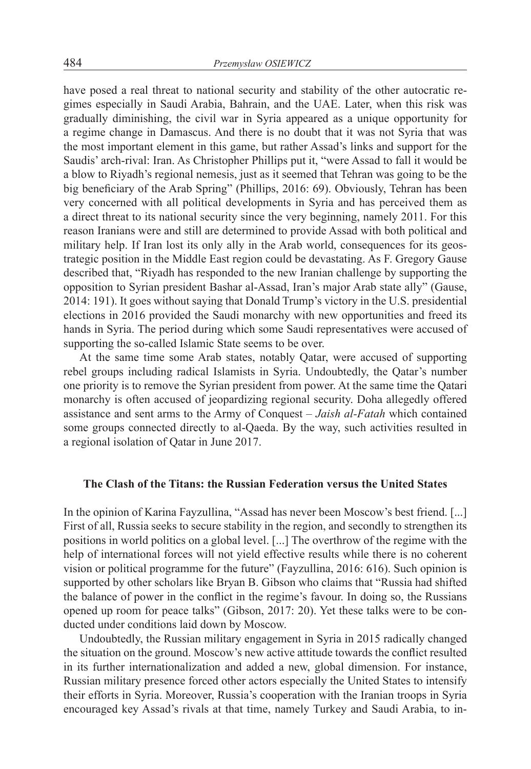have posed a real threat to national security and stability of the other autocratic regimes especially in Saudi Arabia, Bahrain, and the UAE. Later, when this risk was gradually diminishing, the civil war in Syria appeared as a unique opportunity for a regime change in Damascus. And there is no doubt that it was not Syria that was the most important element in this game, but rather Assad's links and support for the Saudis' arch-rival: Iran. As Christopher Phillips put it, "were Assad to fall it would be a blow to Riyadh's regional nemesis, just as it seemed that Tehran was going to be the big beneficiary of the Arab Spring" (Phillips, 2016: 69). Obviously, Tehran has been very concerned with all political developments in Syria and has perceived them as a direct threat to its national security since the very beginning, namely 2011. For this reason Iranians were and still are determined to provide Assad with both political and military help. If Iran lost its only ally in the Arab world, consequences for its geostrategic position in the Middle East region could be devastating. As F. Gregory Gause described that, "Riyadh has responded to the new Iranian challenge by supporting the opposition to Syrian president Bashar al-Assad, Iran's major Arab state ally" (Gause, 2014: 191). It goes without saying that Donald Trump's victory in the U.S. presidential elections in 2016 provided the Saudi monarchy with new opportunities and freed its hands in Syria. The period during which some Saudi representatives were accused of supporting the so-called Islamic State seems to be over.

At the same time some Arab states, notably Qatar, were accused of supporting rebel groups including radical Islamists in Syria. Undoubtedly, the Qatar's number one priority is to remove the Syrian president from power. At the same time the Qatari monarchy is often accused of jeopardizing regional security. Doha allegedly offered assistance and sent arms to the Army of Conquest – *Jaish al-Fatah* which contained some groups connected directly to al-Qaeda. By the way, such activities resulted in a regional isolation of Qatar in June 2017.

## The Clash of the Titans: the Russian Federation versus the United States

In the opinion of Karina Fayzullina, "Assad has never been Moscow's best friend. [...] First of all, Russia seeks to secure stability in the region, and secondly to strengthen its positions in world politics on a global level. [...] The overthrow of the regime with the help of international forces will not yield effective results while there is no coherent vision or political programme for the future" (Fayzullina, 2016: 616). Such opinion is supported by other scholars like Bryan B. Gibson who claims that "Russia had shifted the balance of power in the conflict in the regime's favour. In doing so, the Russians opened up room for peace talks" (Gibson, 2017: 20). Yet these talks were to be conducted under conditions laid down by Moscow.

Undoubtedly, the Russian military engagement in Syria in 2015 radically changed the situation on the ground. Moscow's new active attitude towards the conflict resulted in its further internationalization and added a new, global dimension. For instance, Russian military presence forced other actors especially the United States to intensify their efforts in Syria. Moreover, Russia's cooperation with the Iranian troops in Syria encouraged key Assad's rivals at that time, namely Turkey and Saudi Arabia, to in-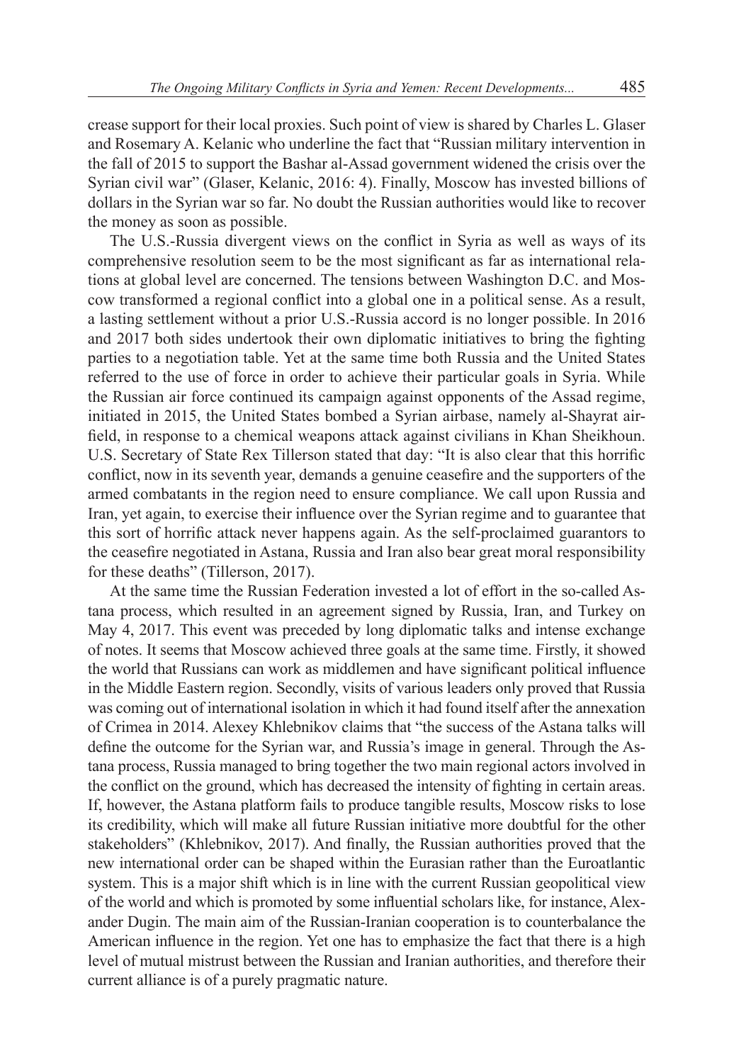crease support for their local proxies. Such point of view is shared by Charles L. Glaser and Rosemary A. Kelanic who underline the fact that "Russian military intervention in the fall of 2015 to support the Bashar al-Assad government widened the crisis over the Syrian civil war" (Glaser, Kelanic, 2016: 4). Finally, Moscow has invested billions of dollars in the Syrian war so far. No doubt the Russian authorities would like to recover the money as soon as possible.

The U.S.-Russia divergent views on the conflict in Syria as well as ways of its comprehensive resolution seem to be the most significant as far as international relations at global level are concerned. The tensions between Washington D.C. and Moscow transformed a regional conflict into a global one in a political sense. As a result, a lasting settlement without a prior U.S.-Russia accord is no longer possible. In 2016 and 2017 both sides undertook their own diplomatic initiatives to bring the fighting parties to a negotiation table. Yet at the same time both Russia and the United States referred to the use of force in order to achieve their particular goals in Syria. While the Russian air force continued its campaign against opponents of the Assad regime, initiated in 2015, the United States bombed a Syrian airbase, namely al-Shayrat airfield, in response to a chemical weapons attack against civilians in Khan Sheikhoun. U.S. Secretary of State Rex Tillerson stated that day: "It is also clear that this horrific conflict, now in its seventh year, demands a genuine ceasefire and the supporters of the armed combatants in the region need to ensure compliance. We call upon Russia and Iran, yet again, to exercise their influence over the Syrian regime and to guarantee that this sort of horrific attack never happens again. As the self-proclaimed guarantors to the ceasefire negotiated in Astana, Russia and Iran also bear great moral responsibility for these deaths" (Tillerson, 2017).

At the same time the Russian Federation invested a lot of effort in the so-called Astana process, which resulted in an agreement signed by Russia, Iran, and Turkey on May 4, 2017. This event was preceded by long diplomatic talks and intense exchange of notes. It seems that Moscow achieved three goals at the same time. Firstly, it showed the world that Russians can work as middlemen and have significant political influence in the Middle Eastern region. Secondly, visits of various leaders only proved that Russia was coming out of international isolation in which it had found itself after the annexation of Crimea in 2014. Alexey Khlebnikov claims that "the success of the Astana talks will define the outcome for the Syrian war, and Russia's image in general. Through the Astana process, Russia managed to bring together the two main regional actors involved in the conflict on the ground, which has decreased the intensity of fighting in certain areas. If, however, the Astana platform fails to produce tangible results, Moscow risks to lose its credibility, which will make all future Russian initiative more doubtful for the other stakeholders" (Khlebnikov, 2017). And finally, the Russian authorities proved that the new international order can be shaped within the Eurasian rather than the Euroatlantic system. This is a major shift which is in line with the current Russian geopolitical view of the world and which is promoted by some influential scholars like, for instance, Alexander Dugin. The main aim of the Russian-Iranian cooperation is to counterbalance the American influence in the region. Yet one has to emphasize the fact that there is a high level of mutual mistrust between the Russian and Iranian authorities, and therefore their current alliance is of a purely pragmatic nature.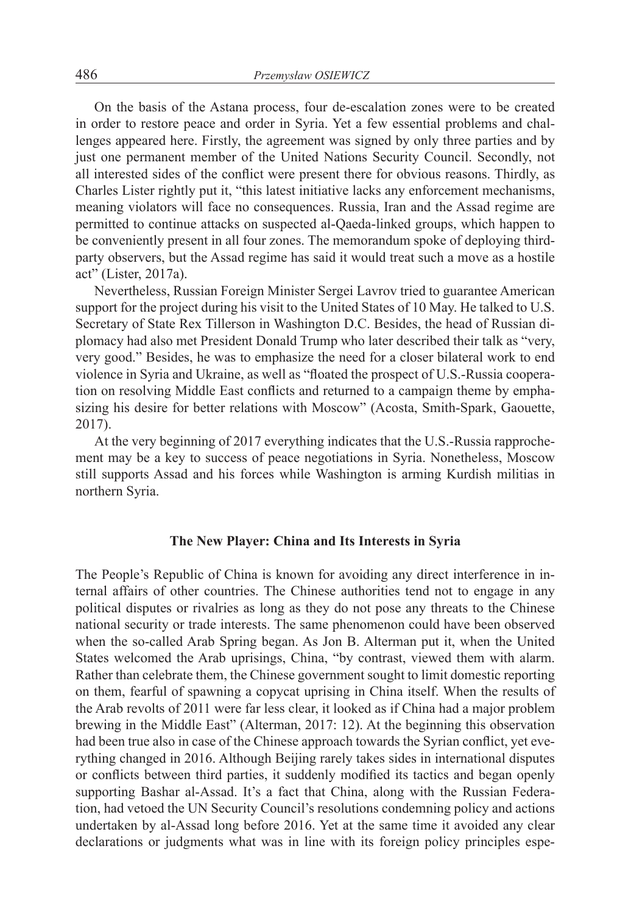On the basis of the Astana process, four de-escalation zones were to be created in order to restore peace and order in Syria. Yet a few essential problems and challenges appeared here. Firstly, the agreement was signed by only three parties and by just one permanent member of the United Nations Security Council. Secondly, not all interested sides of the conflict were present there for obvious reasons. Thirdly, as Charles Lister rightly put it, "this latest initiative lacks any enforcement mechanisms, meaning violators will face no consequences. Russia, Iran and the Assad regime are permitted to continue attacks on suspected al-Qaeda-linked groups, which happen to be conveniently present in all four zones. The memorandum spoke of deploying third-party observers, but the Assad regime has said it would treat such a move as a hostile act" (Lister, 2017a).

Nevertheless, Russian Foreign Minister Sergei Lavrov tried to guarantee American support for the project during his visit to the United States of 10 May. He talked to U.S. Secretary of State Rex Tillerson in Washington D.C. Besides, the head of Russian diplomacy had also met President Donald Trump who later described their talk as "very, very good." Besides, he was to emphasize the need for a closer bilateral work to end violence in Syria and Ukraine, as well as "floated the prospect of U.S.-Russia cooperation on resolving Middle East conflicts and returned to a campaign theme by emphasizing his desire for better relations with Moscow" (Acosta, Smith-Spark, Gaouette, 2017).

At the very beginning of 2017 everything indicates that the U.S.-Russia rapprochement may be a key to success of peace negotiations in Syria. Nonetheless, Moscow still supports Assad and his forces while Washington is arming Kurdish militias in northern Syria.

## The New Player: China and Its Interests in Syria

The People's Republic of China is known for avoiding any direct interference in internal affairs of other countries. The Chinese authorities tend not to engage in any political disputes or rivalries as long as they do not pose any threats to the Chinese national security or trade interests. The same phenomenon could have been observed when the so-called Arab Spring began. As Jon B. Alterman put it, when the United States welcomed the Arab uprisings, China, "by contrast, viewed them with alarm. Rather than celebrate them, the Chinese government sought to limit domestic reporting on them, fearful of spawning a copycat uprising in China itself. When the results of the Arab revolts of 2011 were far less clear, it looked as if China had a major problem brewing in the Middle East" (Alterman, 2017: 12). At the beginning this observation had been true also in case of the Chinese approach towards the Syrian conflict, yet everything changed in 2016. Although Beijing rarely takes sides in international disputes or conflicts between third parties, it suddenly modified its tactics and began openly supporting Bashar al-Assad. It's a fact that China, along with the Russian Federation, had vetoed the UN Security Council's resolutions condemning policy and actions undertaken by al-Assad long before 2016. Yet at the same time it avoided any clear declarations or judgments what was in line with its foreign policy principles espe-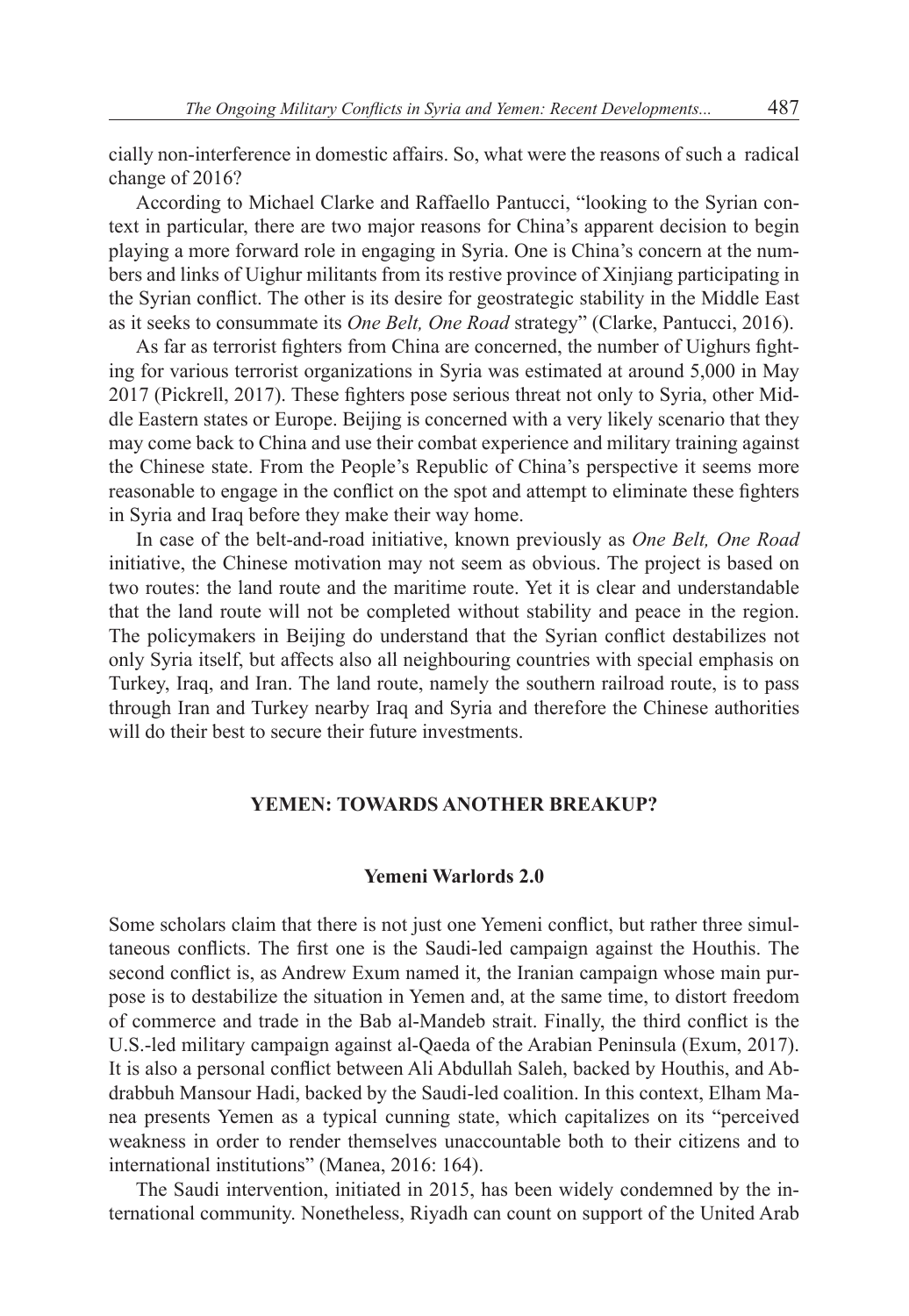cially non-interference in domestic affairs. So, what were the reasons of such a radical change of 2016?

According to Michael Clarke and Raffaello Pantucci, "looking to the Syrian context in particular, there are two major reasons for China's apparent decision to begin playing a more forward role in engaging in Syria. One is China's concern at the numbers and links of Uighur militants from its restive province of Xinjiang participating in the Syrian conflict. The other is its desire for geostrategic stability in the Middle East as it seeks to consummate its *One Belt, One Road* strategy" (Clarke, Pantucci, 2016).

As far as terrorist fighters from China are concerned, the number of Uighurs fighting for various terrorist organizations in Syria was estimated at around 5,000 in May 2017 (Pickrell, 2017). These fighters pose serious threat not only to Syria, other Middle Eastern states or Europe. Beijing is concerned with a very likely scenario that they may come back to China and use their combat experience and military training against the Chinese state. From the People's Republic of China's perspective it seems more reasonable to engage in the conflict on the spot and attempt to eliminate these fighters in Syria and Iraq before they make their way home.

In case of the belt-and-road initiative, known previously as *One Belt, One Road* initiative, the Chinese motivation may not seem as obvious. The project is based on two routes: the land route and the maritime route. Yet it is clear and understandable that the land route will not be completed without stability and peace in the region. The policymakers in Beijing do understand that the Syrian conflict destabilizes not only Syria itself, but affects also all neighbouring countries with special emphasis on Turkey, Iraq, and Iran. The land route, namely the southern railroad route, is to pass through Iran and Turkey nearby Iraq and Syria and therefore the Chinese authorities will do their best to secure their future investments.

## YEMEN: TOWARDS ANOTHER BREAKUP?

### Yemeni Warlords 2.0

Some scholars claim that there is not just one Yemeni conflict, but rather three simultaneous conflicts. The first one is the Saudi-led campaign against the Houthis. The second conflict is, as Andrew Exum named it, the Iranian campaign whose main purpose is to destabilize the situation in Yemen and, at the same time, to distort freedom of commerce and trade in the Bab al-Mandeb strait. Finally, the third conflict is the U.S.-led military campaign against al-Qaeda of the Arabian Peninsula (Exum, 2017). It is also a personal conflict between Ali Abdullah Saleh, backed by Houthis, and Abdrabbuh Mansour Hadi, backed by the Saudi-led coalition. In this context, Elham Manea presents Yemen as a typical cunning state, which capitalizes on its "perceived weakness in order to render themselves unaccountable both to their citizens and to international institutions" (Manea, 2016: 164).

The Saudi intervention, initiated in 2015, has been widely condemned by the international community. Nonetheless, Riyadh can count on support of the United Arab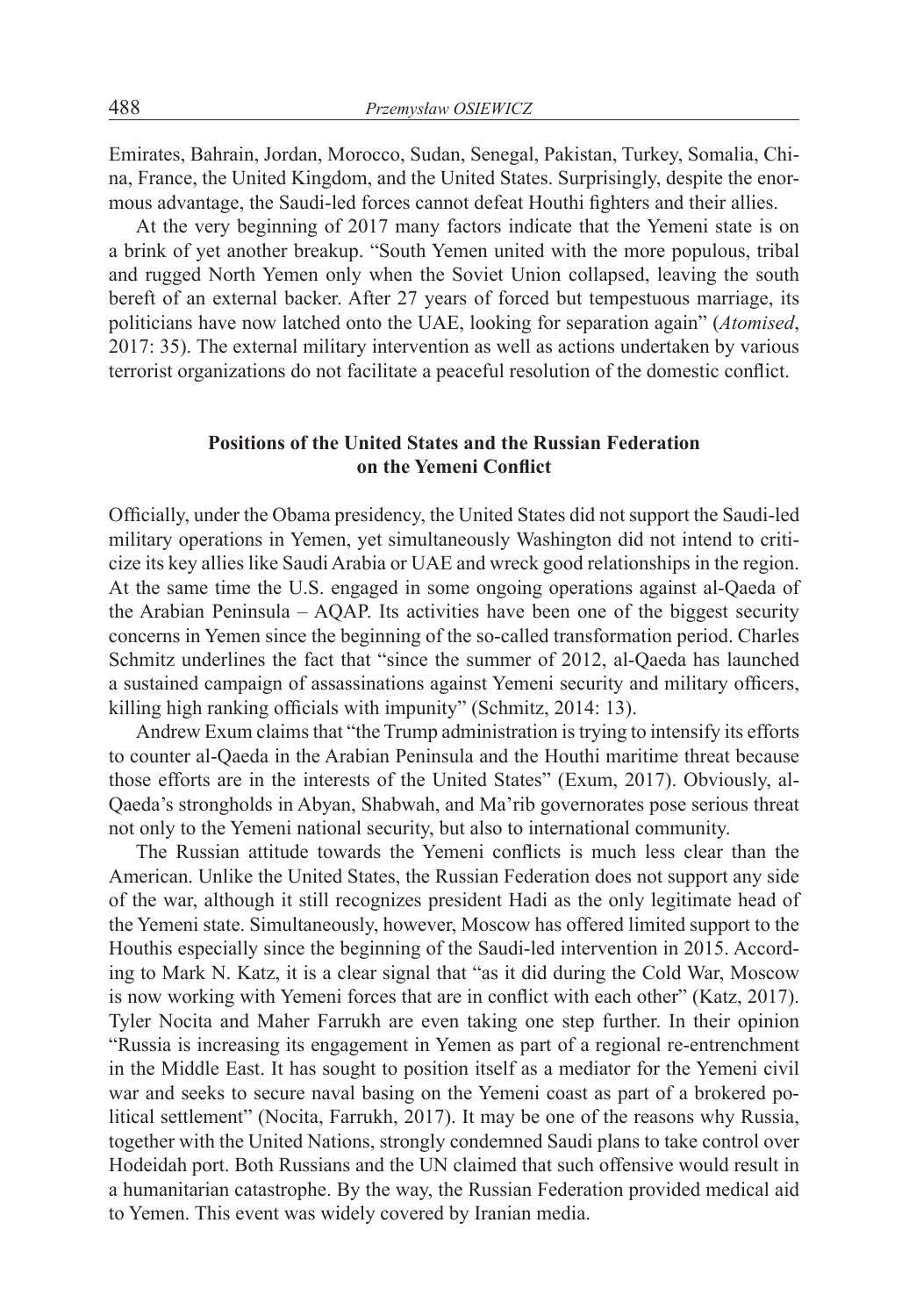Emirates, Bahrain, Jordan, Morocco, Sudan, Senegal, Pakistan, Turkey, Somalia, China, France, the United Kingdom, and the United States. Surprisingly, despite the enormous advantage, the Saudi-led forces cannot defeat Houthi fighters and their allies.

At the very beginning of 2017 many factors indicate that the Yemeni state is on a brink of yet another breakup. "South Yemen united with the more populous, tribal and rugged North Yemen only when the Soviet Union collapsed, leaving the south bereft of an external backer. After 27 years of forced but tempestuous marriage, its politicians have now latched onto the UAE, looking for separation again" (*Atomised*, 2017: 35). The external military intervention as well as actions undertaken by various terrorist organizations do not facilitate a peaceful resolution of the domestic conflict.

## Positions of the United States and the Russian Federation on the Yemeni Conflict

Officially, under the Obama presidency, the United States did not support the Saudi-led military operations in Yemen, yet simultaneously Washington did not intend to criticize its key allies like Saudi Arabia or UAE and wreck good relationships in the region. At the same time the U.S. engaged in some ongoing operations against al-Qaeda of the Arabian Peninsula – AQAP. Its activities have been one of the biggest security concerns in Yemen since the beginning of the so-called transformation period. Charles Schmitz underlines the fact that "since the summer of 2012, al-Qaeda has launched a sustained campaign of assassinations against Yemeni security and military officers, killing high ranking officials with impunity" (Schmitz, 2014: 13).

Andrew Exum claims that "the Trump administration is trying to intensify its efforts to counter al-Qaeda in the Arabian Peninsula and the Houthi maritime threat because those efforts are in the interests of the United States" (Exum, 2017). Obviously, al-Qaeda's strongholds in Abyan, Shabwah, and Ma'rib governorates pose serious threat not only to the Yemeni national security, but also to international community.

The Russian attitude towards the Yemeni conflicts is much less clear than the American. Unlike the United States, the Russian Federation does not support any side of the war, although it still recognizes president Hadi as the only legitimate head of the Yemeni state. Simultaneously, however, Moscow has offered limited support to the Houthis especially since the beginning of the Saudi-led intervention in 2015. According to Mark N. Katz, it is a clear signal that "as it did during the Cold War, Moscow is now working with Yemeni forces that are in conflict with each other" (Katz, 2017). Tyler Nocita and Maher Farrukh are even taking one step further. In their opinion "Russia is increasing its engagement in Yemen as part of a regional re-entrenchment in the Middle East. It has sought to position itself as a mediator for the Yemeni civil war and seeks to secure naval basing on the Yemeni coast as part of a brokered political settlement" (Nocita, Farrukh, 2017). It may be one of the reasons why Russia, together with the United Nations, strongly condemned Saudi plans to take control over Hodeidah port. Both Russians and the UN claimed that such offensive would result in a humanitarian catastrophe. By the way, the Russian Federation provided medical aid to Yemen. This event was widely covered by Iranian media.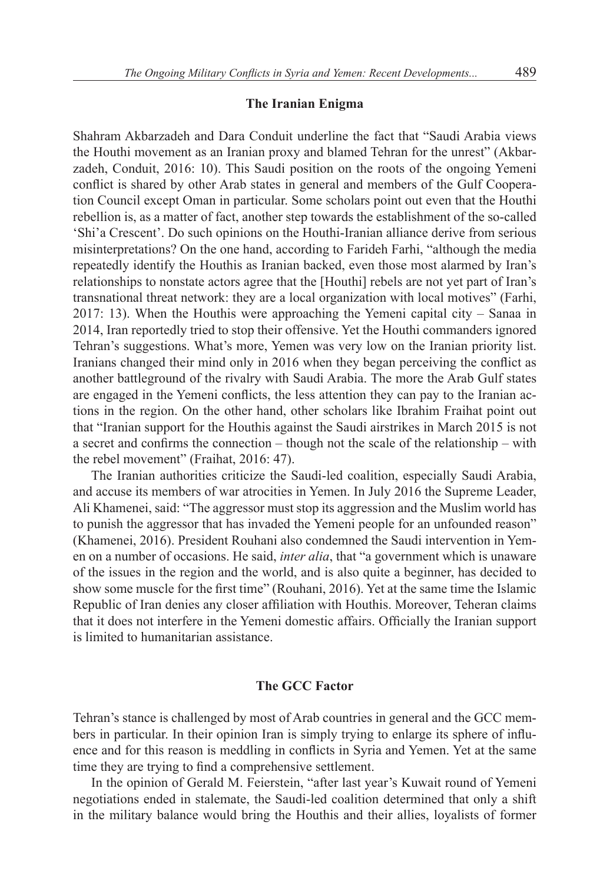## The Iranian Enigma

Shahram Akbarzadeh and Dara Conduit underline the fact that "Saudi Arabia views the Houthi movement as an Iranian proxy and blamed Tehran for the unrest" (Akbarzadeh, Conduit, 2016: 10). This Saudi position on the roots of the ongoing Yemeni conflict is shared by other Arab states in general and members of the Gulf Cooperation Council except Oman in particular. Some scholars point out even that the Houthi rebellion is, as a matter of fact, another step towards the establishment of the so-called 'Shi'a Crescent'. Do such opinions on the Houthi-Iranian alliance derive from serious misinterpretations? On the one hand, according to Farideh Farhi, "although the media repeatedly identify the Houthis as Iranian backed, even those most alarmed by Iran's relationships to nonstate actors agree that the [Houthi] rebels are not yet part of Iran's transnational threat network: they are a local organization with local motives" (Farhi, 2017: 13). When the Houthis were approaching the Yemeni capital city – Sanaa in 2014, Iran reportedly tried to stop their offensive. Yet the Houthi commanders ignored Tehran's suggestions. What's more, Yemen was very low on the Iranian priority list. Iranians changed their mind only in 2016 when they began perceiving the conflict as another battleground of the rivalry with Saudi Arabia. The more the Arab Gulf states are engaged in the Yemeni conflicts, the less attention they can pay to the Iranian actions in the region. On the other hand, other scholars like Ibrahim Fraihat point out that "Iranian support for the Houthis against the Saudi airstrikes in March 2015 is not a secret and confirms the connection – though not the scale of the relationship – with the rebel movement" (Fraihat, 2016: 47).

The Iranian authorities criticize the Saudi-led coalition, especially Saudi Arabia, and accuse its members of war atrocities in Yemen. In July 2016 the Supreme Leader, Ali Khamenei, said: "The aggressor must stop its aggression and the Muslim world has to punish the aggressor that has invaded the Yemeni people for an unfounded reason" (Khamenei, 2016). President Rouhani also condemned the Saudi intervention in Yemen on a number of occasions. He said, *inter alia*, that "a government which is unaware of the issues in the region and the world, and is also quite a beginner, has decided to show some muscle for the first time" (Rouhani, 2016). Yet at the same time the Islamic Republic of Iran denies any closer affiliation with Houthis. Moreover, Teheran claims that it does not interfere in the Yemeni domestic affairs. Officially the Iranian support is limited to humanitarian assistance.

## The GCC Factor

Tehran's stance is challenged by most of Arab countries in general and the GCC members in particular. In their opinion Iran is simply trying to enlarge its sphere of influence and for this reason is meddling in conflicts in Syria and Yemen. Yet at the same time they are trying to find a comprehensive settlement.

In the opinion of Gerald M. Feierstein, "after last year's Kuwait round of Yemeni negotiations ended in stalemate, the Saudi-led coalition determined that only a shift in the military balance would bring the Houthis and their allies, loyalists of former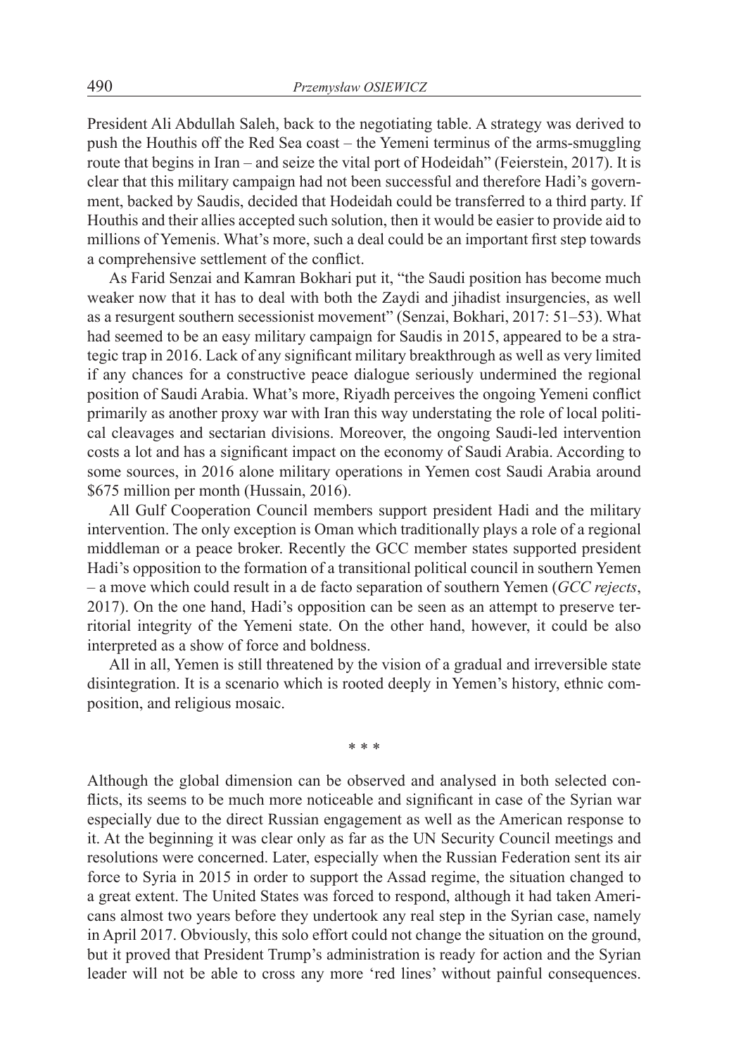President Ali Abdullah Saleh, back to the negotiating table. A strategy was derived to push the Houthis off the Red Sea coast – the Yemeni terminus of the arms-smuggling route that begins in Iran – and seize the vital port of Hodeidah" (Feierstein, 2017). It is clear that this military campaign had not been successful and therefore Hadi's government, backed by Saudis, decided that Hodeidah could be transferred to a third party. If Houthis and their allies accepted such solution, then it would be easier to provide aid to millions of Yemenis. What's more, such a deal could be an important first step towards a comprehensive settlement of the conflict.

As Farid Senzai and Kamran Bokhari put it, "the Saudi position has become much weaker now that it has to deal with both the Zaydi and jihadist insurgencies, as well as a resurgent southern secessionist movement" (Senzai, Bokhari, 2017: 51–53). What had seemed to be an easy military campaign for Saudis in 2015, appeared to be a strategic trap in 2016. Lack of any significant military breakthrough as well as very limited if any chances for a constructive peace dialogue seriously undermined the regional position of Saudi Arabia. What's more, Riyadh perceives the ongoing Yemeni conflict primarily as another proxy war with Iran this way understating the role of local political cleavages and sectarian divisions. Moreover, the ongoing Saudi-led intervention costs a lot and has a significant impact on the economy of Saudi Arabia. According to some sources, in 2016 alone military operations in Yemen cost Saudi Arabia around \$675 million per month (Hussain, 2016).

All Gulf Cooperation Council members support president Hadi and the military intervention. The only exception is Oman which traditionally plays a role of a regional middleman or a peace broker. Recently the GCC member states supported president Hadi's opposition to the formation of a transitional political council in southern Yemen – a move which could result in a de facto separation of southern Yemen (*GCC rejects*, 2017). On the one hand, Hadi's opposition can be seen as an attempt to preserve territorial integrity of the Yemeni state. On the other hand, however, it could be also interpreted as a show of force and boldness.

All in all, Yemen is still threatened by the vision of a gradual and irreversible state disintegration. It is a scenario which is rooted deeply in Yemen's history, ethnic composition, and religious mosaic.

\* \* \*

Although the global dimension can be observed and analysed in both selected conflicts, its seems to be much more noticeable and significant in case of the Syrian war especially due to the direct Russian engagement as well as the American response to it. At the beginning it was clear only as far as the UN Security Council meetings and resolutions were concerned. Later, especially when the Russian Federation sent its air force to Syria in 2015 in order to support the Assad regime, the situation changed to a great extent. The United States was forced to respond, although it had taken Americans almost two years before they undertook any real step in the Syrian case, namely in April 2017. Obviously, this solo effort could not change the situation on the ground, but it proved that President Trump's administration is ready for action and the Syrian leader will not be able to cross any more 'red lines' without painful consequences.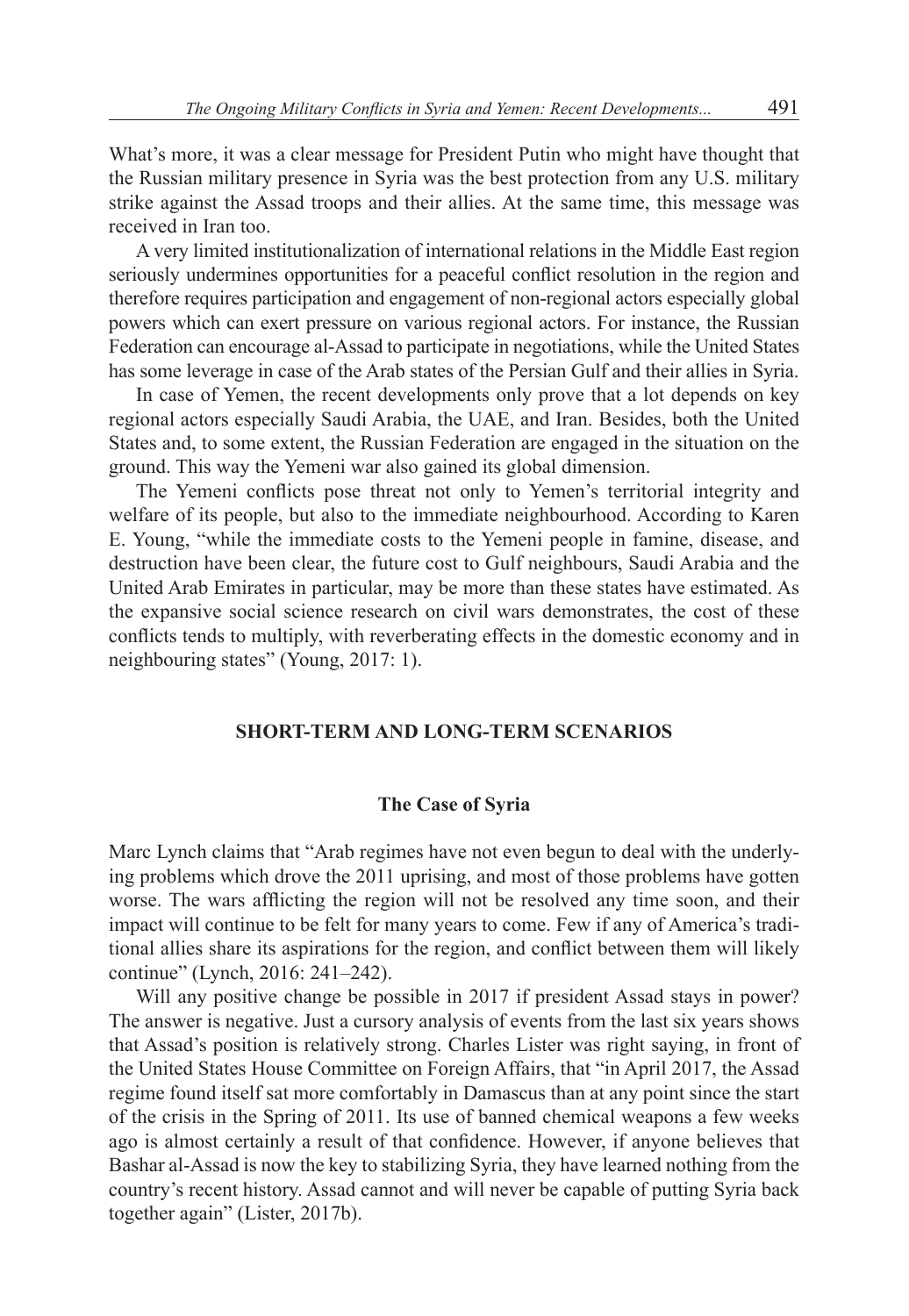What's more, it was a clear message for President Putin who might have thought that the Russian military presence in Syria was the best protection from any U.S. military strike against the Assad troops and their allies. At the same time, this message was received in Iran too.

A very limited institutionalization of international relations in the Middle East region seriously undermines opportunities for a peaceful conflict resolution in the region and therefore requires participation and engagement of non-regional actors especially global powers which can exert pressure on various regional actors. For instance, the Russian Federation can encourage al-Assad to participate in negotiations, while the United States has some leverage in case of the Arab states of the Persian Gulf and their allies in Syria.

In case of Yemen, the recent developments only prove that a lot depends on key regional actors especially Saudi Arabia, the UAE, and Iran. Besides, both the United States and, to some extent, the Russian Federation are engaged in the situation on the ground. This way the Yemeni war also gained its global dimension.

The Yemeni conflicts pose threat not only to Yemen's territorial integrity and welfare of its people, but also to the immediate neighbourhood. According to Karen E. Young, "while the immediate costs to the Yemeni people in famine, disease, and destruction have been clear, the future cost to Gulf neighbours, Saudi Arabia and the United Arab Emirates in particular, may be more than these states have estimated. As the expansive social science research on civil wars demonstrates, the cost of these conflicts tends to multiply, with reverberating effects in the domestic economy and in neighbouring states" (Young, 2017: 1).

## SHORT-TERM AND LONG-TERM SCENARIOS

### The Case of Syria

Marc Lynch claims that "Arab regimes have not even begun to deal with the underlying problems which drove the 2011 uprising, and most of those problems have gotten worse. The wars afflicting the region will not be resolved any time soon, and their impact will continue to be felt for many years to come. Few if any of America's traditional allies share its aspirations for the region, and conflict between them will likely continue" (Lynch, 2016: 241–242).

Will any positive change be possible in 2017 if president Assad stays in power? The answer is negative. Just a cursory analysis of events from the last six years shows that Assad's position is relatively strong. Charles Lister was right saying, in front of the United States House Committee on Foreign Affairs, that "in April 2017, the Assad regime found itself sat more comfortably in Damascus than at any point since the start of the crisis in the Spring of 2011. Its use of banned chemical weapons a few weeks ago is almost certainly a result of that confidence. However, if anyone believes that Bashar al-Assad is now the key to stabilizing Syria, they have learned nothing from the country's recent history. Assad cannot and will never be capable of putting Syria back together again" (Lister, 2017b).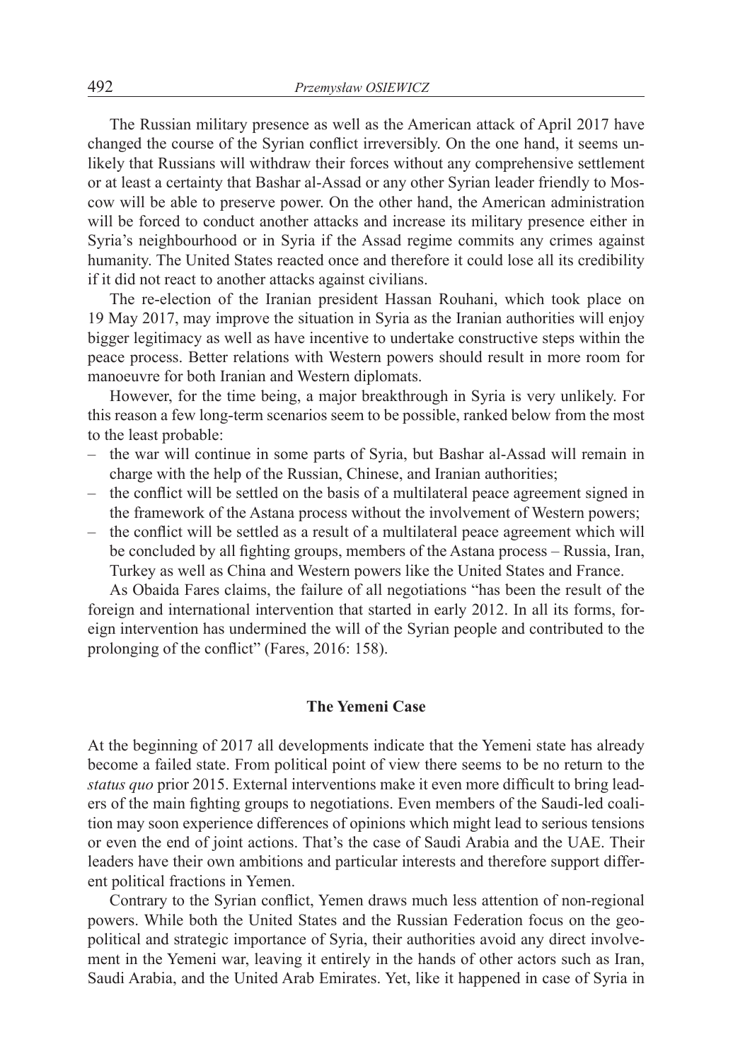The Russian military presence as well as the American attack of April 2017 have changed the course of the Syrian conflict irreversibly. On the one hand, it seems unlikely that Russians will withdraw their forces without any comprehensive settlement or at least a certainty that Bashar al-Assad or any other Syrian leader friendly to Moscow will be able to preserve power. On the other hand, the American administration will be forced to conduct another attacks and increase its military presence either in Syria's neighbourhood or in Syria if the Assad regime commits any crimes against humanity. The United States reacted once and therefore it could lose all its credibility if it did not react to another attacks against civilians.

The re-election of the Iranian president Hassan Rouhani, which took place on 19 May 2017, may improve the situation in Syria as the Iranian authorities will enjoy bigger legitimacy as well as have incentive to undertake constructive steps within the peace process. Better relations with Western powers should result in more room for manoeuvre for both Iranian and Western diplomats.

However, for the time being, a major breakthrough in Syria is very unlikely. For this reason a few long-term scenarios seem to be possible, ranked below from the most to the least probable:

– the war will continue in some parts of Syria, but Bashar al-Assad will remain in charge with the help of the Russian, Chinese, and Iranian authorities;
– the conflict will be settled on the basis of a multilateral peace agreement signed in the framework of the Astana process without the involvement of Western powers;
– the conflict will be settled as a result of a multilateral peace agreement which will be concluded by all fighting groups, members of the Astana process – Russia, Iran, Turkey as well as China and Western powers like the United States and France.

As Obaida Fares claims, the failure of all negotiations "has been the result of the foreign and international intervention that started in early 2012. In all its forms, foreign intervention has undermined the will of the Syrian people and contributed to the prolonging of the conflict" (Fares, 2016: 158).

## The Yemeni Case

At the beginning of 2017 all developments indicate that the Yemeni state has already become a failed state. From political point of view there seems to be no return to the *status quo* prior 2015. External interventions make it even more difficult to bring leaders of the main fighting groups to negotiations. Even members of the Saudi-led coalition may soon experience differences of opinions which might lead to serious tensions or even the end of joint actions. That's the case of Saudi Arabia and the UAE. Their leaders have their own ambitions and particular interests and therefore support different political fractions in Yemen.

Contrary to the Syrian conflict, Yemen draws much less attention of non-regional powers. While both the United States and the Russian Federation focus on the geopolitical and strategic importance of Syria, their authorities avoid any direct involvement in the Yemeni war, leaving it entirely in the hands of other actors such as Iran, Saudi Arabia, and the United Arab Emirates. Yet, like it happened in case of Syria in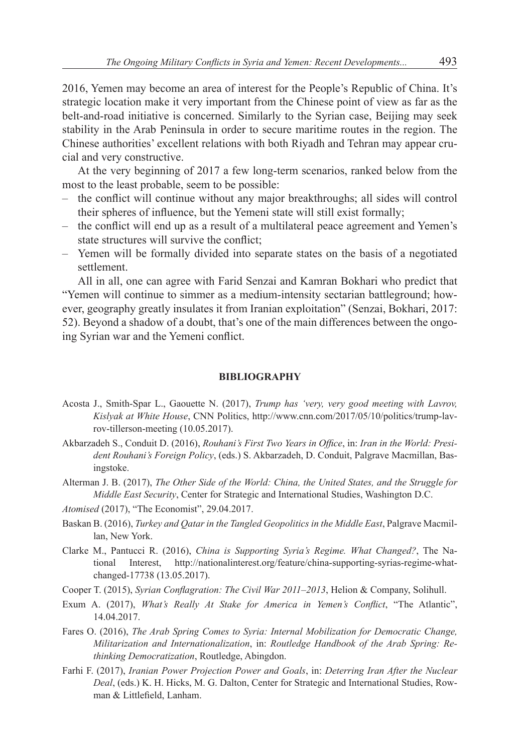2016, Yemen may become an area of interest for the People's Republic of China. It's strategic location make it very important from the Chinese point of view as far as the belt-and-road initiative is concerned. Similarly to the Syrian case, Beijing may seek stability in the Arab Peninsula in order to secure maritime routes in the region. The Chinese authorities' excellent relations with both Riyadh and Tehran may appear crucial and very constructive.

At the very beginning of 2017 a few long-term scenarios, ranked below from the most to the least probable, seem to be possible:

- the conflict will continue without any major breakthroughs; all sides will control their spheres of influence, but the Yemeni state will still exist formally;
- the conflict will end up as a result of a multilateral peace agreement and Yemen's state structures will survive the conflict;
- Yemen will be formally divided into separate states on the basis of a negotiated settlement.

All in all, one can agree with Farid Senzai and Kamran Bokhari who predict that "Yemen will continue to simmer as a medium-intensity sectarian battleground; however, geography greatly insulates it from Iranian exploitation" (Senzai, Bokhari, 2017: 52). Beyond a shadow of a doubt, that's one of the main differences between the ongoing Syrian war and the Yemeni conflict.

## BIBLIOGRAPHY

Acosta J., Smith-Spar L., Gaouette N. (2017), *Trump has 'very, very good meeting with Lavrov, Kislyak at White House*, CNN Politics, http://www.cnn.com/2017/05/10/politics/trump-lavrov-tillerson-meeting (10.05.2017).

Akbarzadeh S., Conduit D. (2016), *Rouhani's First Two Years in Office*, in: *Iran in the World: President Rouhani's Foreign Policy*, (eds.) S. Akbarzadeh, D. Conduit, Palgrave Macmillan, Basingstoke.

Alterman J. B. (2017), *The Other Side of the World: China, the United States, and the Struggle for Middle East Security*, Center for Strategic and International Studies, Washington D.C.

*Atomised* (2017), "The Economist", 29.04.2017.

Baskan B. (2016), *Turkey and Qatar in the Tangled Geopolitics in the Middle East*, Palgrave Macmillan, New York.

Clarke M., Pantucci R. (2016), *China is Supporting Syria's Regime. What Changed?*, The National Interest, http://nationalinterest.org/feature/china-supporting-syrias-regime-what-changed-17738 (13.05.2017).

Cooper T. (2015), *Syrian Conflagration: The Civil War 2011–2013*, Helion & Company, Solihull.

Exum A. (2017), *What's Really At Stake for America in Yemen's Conflict*, "The Atlantic", 14.04.2017.

Fares O. (2016), *The Arab Spring Comes to Syria: Internal Mobilization for Democratic Change, Militarization and Internationalization*, in: *Routledge Handbook of the Arab Spring: Rethinking Democratization*, Routledge, Abingdon.

Farhi F. (2017), *Iranian Power Projection Power and Goals*, in: *Deterring Iran After the Nuclear Deal*, (eds.) K. H. Hicks, M. G. Dalton, Center for Strategic and International Studies, Rowman & Littlefield, Lanham.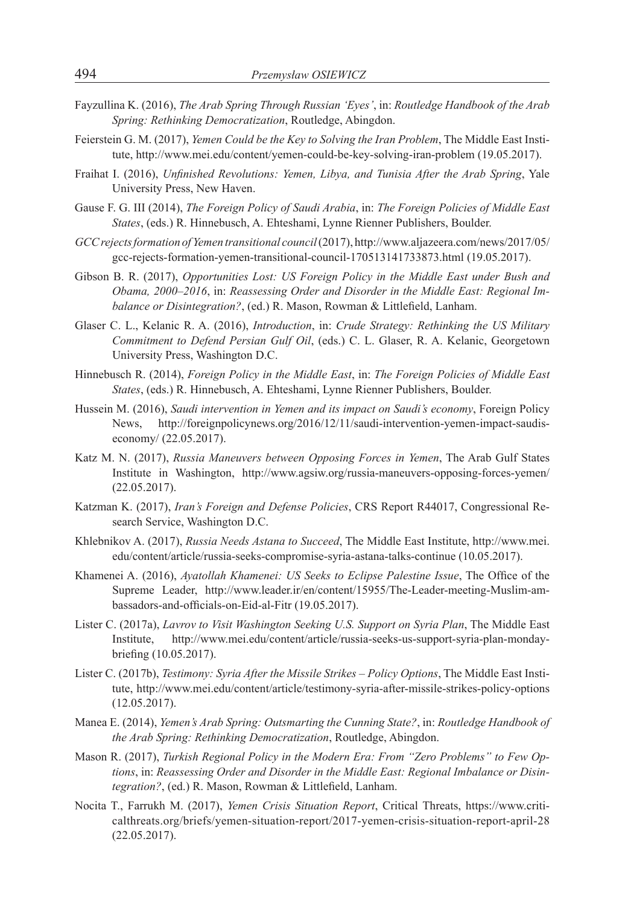Fayzullina K. (2016), *The Arab Spring Through Russian 'Eyes'*, in: *Routledge Handbook of the Arab Spring: Rethinking Democratization*, Routledge, Abingdon.

Feierstein G. M. (2017), *Yemen Could be the Key to Solving the Iran Problem*, The Middle East Institute, http://www.mei.edu/content/yemen-could-be-key-solving-iran-problem (19.05.2017).

Fraihat I. (2016), *Unfinished Revolutions: Yemen, Libya, and Tunisia After the Arab Spring*, Yale University Press, New Haven.

Gause F. G. III (2014), *The Foreign Policy of Saudi Arabia*, in: *The Foreign Policies of Middle East States*, (eds.) R. Hinnebusch, A. Ehteshami, Lynne Rienner Publishers, Boulder.

*GCC rejects formation of Yemen transitional council* (2017), http://www.aljazeera.com/news/2017/05/gcc-rejects-formation-yemen-transitional-council-170513141733873.html (19.05.2017).

Gibson B. R. (2017), *Opportunities Lost: US Foreign Policy in the Middle East under Bush and Obama, 2000–2016*, in: *Reassessing Order and Disorder in the Middle East: Regional Imbalance or Disintegration?*, (ed.) R. Mason, Rowman & Littlefield, Lanham.

Glaser C. L., Kelanic R. A. (2016), *Introduction*, in: *Crude Strategy: Rethinking the US Military Commitment to Defend Persian Gulf Oil*, (eds.) C. L. Glaser, R. A. Kelanic, Georgetown University Press, Washington D.C.

Hinnebusch R. (2014), *Foreign Policy in the Middle East*, in: *The Foreign Policies of Middle East States*, (eds.) R. Hinnebusch, A. Ehteshami, Lynne Rienner Publishers, Boulder.

Hussein M. (2016), *Saudi intervention in Yemen and its impact on Saudi's economy*, Foreign Policy News, http://foreignpolicynews.org/2016/12/11/saudi-intervention-yemen-impact-saudis-economy/ (22.05.2017).

Katz M. N. (2017), *Russia Maneuvers between Opposing Forces in Yemen*, The Arab Gulf States Institute in Washington, http://www.agsiw.org/russia-maneuvers-opposing-forces-yemen/ (22.05.2017).

Katzman K. (2017), *Iran's Foreign and Defense Policies*, CRS Report R44017, Congressional Research Service, Washington D.C.

Khlebnikov A. (2017), *Russia Needs Astana to Succeed*, The Middle East Institute, http://www.mei.edu/content/article/russia-seeks-compromise-syria-astana-talks-continue (10.05.2017).

Khamenei A. (2016), *Ayatollah Khamenei: US Seeks to Eclipse Palestine Issue*, The Office of the Supreme Leader, http://www.leader.ir/en/content/15955/The-Leader-meeting-Muslim-ambassadors-and-officials-on-Eid-al-Fitr (19.05.2017).

Lister C. (2017a), *Lavrov to Visit Washington Seeking U.S. Support on Syria Plan*, The Middle East Institute, http://www.mei.edu/content/article/russia-seeks-us-support-syria-plan-monday-briefing (10.05.2017).

Lister C. (2017b), *Testimony: Syria After the Missile Strikes – Policy Options*, The Middle East Institute, http://www.mei.edu/content/article/testimony-syria-after-missile-strikes-policy-options (12.05.2017).

Manea E. (2014), *Yemen's Arab Spring: Outsmarting the Cunning State?*, in: *Routledge Handbook of the Arab Spring: Rethinking Democratization*, Routledge, Abingdon.

Mason R. (2017), *Turkish Regional Policy in the Modern Era: From "Zero Problems" to Few Options*, in: *Reassessing Order and Disorder in the Middle East: Regional Imbalance or Disintegration?*, (ed.) R. Mason, Rowman & Littlefield, Lanham.

Nocita T., Farrukh M. (2017), *Yemen Crisis Situation Report*, Critical Threats, https://www.criticalthreats.org/briefs/yemen-situation-report/2017-yemen-crisis-situation-report-april-28 (22.05.2017).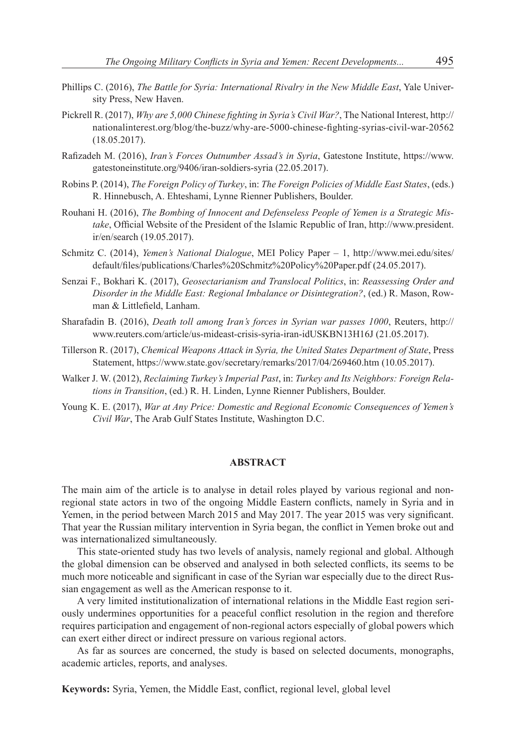Phillips C. (2016), *The Battle for Syria: International Rivalry in the New Middle East*, Yale University Press, New Haven.

Pickrell R. (2017), *Why are 5,000 Chinese fighting in Syria's Civil War?*, The National Interest, http://nationalinterest.org/blog/the-buzz/why-are-5000-chinese-fighting-syrias-civil-war-20562 (18.05.2017).

Rafizadeh M. (2016), *Iran's Forces Outnumber Assad's in Syria*, Gatestone Institute, https://www.gatestoneinstitute.org/9406/iran-soldiers-syria (22.05.2017).

Robins P. (2014), *The Foreign Policy of Turkey*, in: *The Foreign Policies of Middle East States*, (eds.) R. Hinnebusch, A. Ehteshami, Lynne Rienner Publishers, Boulder.

Rouhani H. (2016), *The Bombing of Innocent and Defenseless People of Yemen is a Strategic Mistake*, Official Website of the President of the Islamic Republic of Iran, http://www.president.ir/en/search (19.05.2017).

Schmitz C. (2014), *Yemen's National Dialogue*, MEI Policy Paper – 1, http://www.mei.edu/sites/default/files/publications/Charles%20Schmitz%20Policy%20Paper.pdf (24.05.2017).

Senzai F., Bokhari K. (2017), *Geosectarianism and Translocal Politics*, in: *Reassessing Order and Disorder in the Middle East: Regional Imbalance or Disintegration?*, (ed.) R. Mason, Rowman & Littlefield, Lanham.

Sharafadin B. (2016), *Death toll among Iran's forces in Syrian war passes 1000*, Reuters, http://www.reuters.com/article/us-mideast-crisis-syria-iran-idUSKBN13H16J (21.05.2017).

Tillerson R. (2017), *Chemical Weapons Attack in Syria, the United States Department of State*, Press Statement, https://www.state.gov/secretary/remarks/2017/04/269460.htm (10.05.2017).

Walker J. W. (2012), *Reclaiming Turkey's Imperial Past*, in: *Turkey and Its Neighbors: Foreign Relations in Transition*, (ed.) R. H. Linden, Lynne Rienner Publishers, Boulder.

Young K. E. (2017), *War at Any Price: Domestic and Regional Economic Consequences of Yemen's Civil War*, The Arab Gulf States Institute, Washington D.C.

## ABSTRACT

The main aim of the article is to analyse in detail roles played by various regional and non-regional state actors in two of the ongoing Middle Eastern conflicts, namely in Syria and in Yemen, in the period between March 2015 and May 2017. The year 2015 was very significant. That year the Russian military intervention in Syria began, the conflict in Yemen broke out and was internationalized simultaneously.

This state-oriented study has two levels of analysis, namely regional and global. Although the global dimension can be observed and analysed in both selected conflicts, its seems to be much more noticeable and significant in case of the Syrian war especially due to the direct Russian engagement as well as the American response to it.

A very limited institutionalization of international relations in the Middle East region seriously undermines opportunities for a peaceful conflict resolution in the region and therefore requires participation and engagement of non-regional actors especially of global powers which can exert either direct or indirect pressure on various regional actors.

As far as sources are concerned, the study is based on selected documents, monographs, academic articles, reports, and analyses.

**Keywords:** Syria, Yemen, the Middle East, conflict, regional level, global level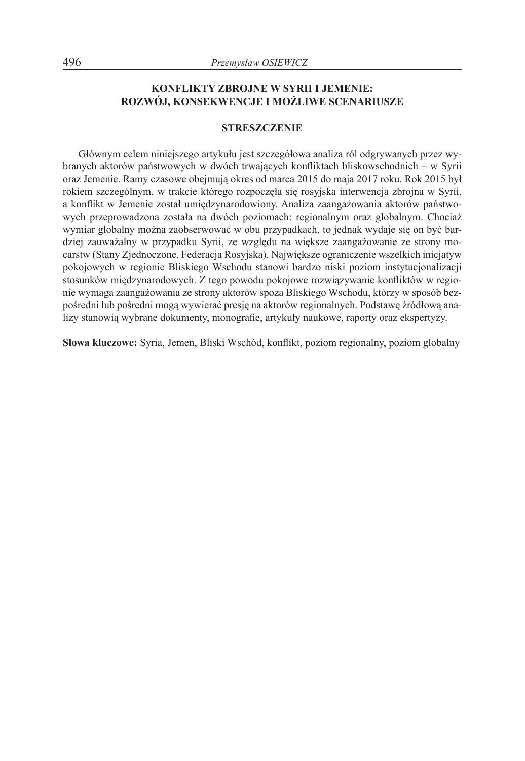## KONFLIKTY ZBROJNE W SYRII I JEMENIE: ROZWÓJ, KONSEKWENCJE I MOŻLIWE SCENARIUSZE

### STRESZCZENIE

Głównym celem niniejszego artykułu jest szczegółowa analiza ról odgrywanych przez wybranych aktorów państwowych w dwóch trwających konfliktach bliskowschodnich – w Syrii oraz Jemenie. Ramy czasowe obejmują okres od marca 2015 do maja 2017 roku. Rok 2015 był rokiem szczególnym, w trakcie którego rozpoczęła się rosyjska interwencja zbrojna w Syrii, a konflikt w Jemenie został umiędzynarodowiony. Analiza zaangażowania aktorów państwowych przeprowadzona została na dwóch poziomach: regionalnym oraz globalnym. Chociaż wymiar globalny można zaobserwować w obu przypadkach, to jednak wydaje się on być bardziej zauważalny w przypadku Syrii, ze względu na większe zaangażowanie ze strony mocarstw (Stany Zjednoczone, Federacja Rosyjska). Największe ograniczenie wszelkich inicjatyw pokojowych w regionie Bliskiego Wschodu stanowi bardzo niski poziom instytucjonalizacji stosunków międzynarodowych. Z tego powodu pokojowe rozwiązywanie konfliktów w regionie wymaga zaangażowania ze strony aktorów spoza Bliskiego Wschodu, którzy w sposób bezpośredni lub pośredni mogą wywierać presję na aktorów regionalnych. Podstawę źródłową analizy stanowią wybrane dokumenty, monografie, artykuły naukowe, raporty oraz ekspertyzy.

**Słowa kluczowe:** Syria, Jemen, Bliski Wschód, konflikt, poziom regionalny, poziom globalny